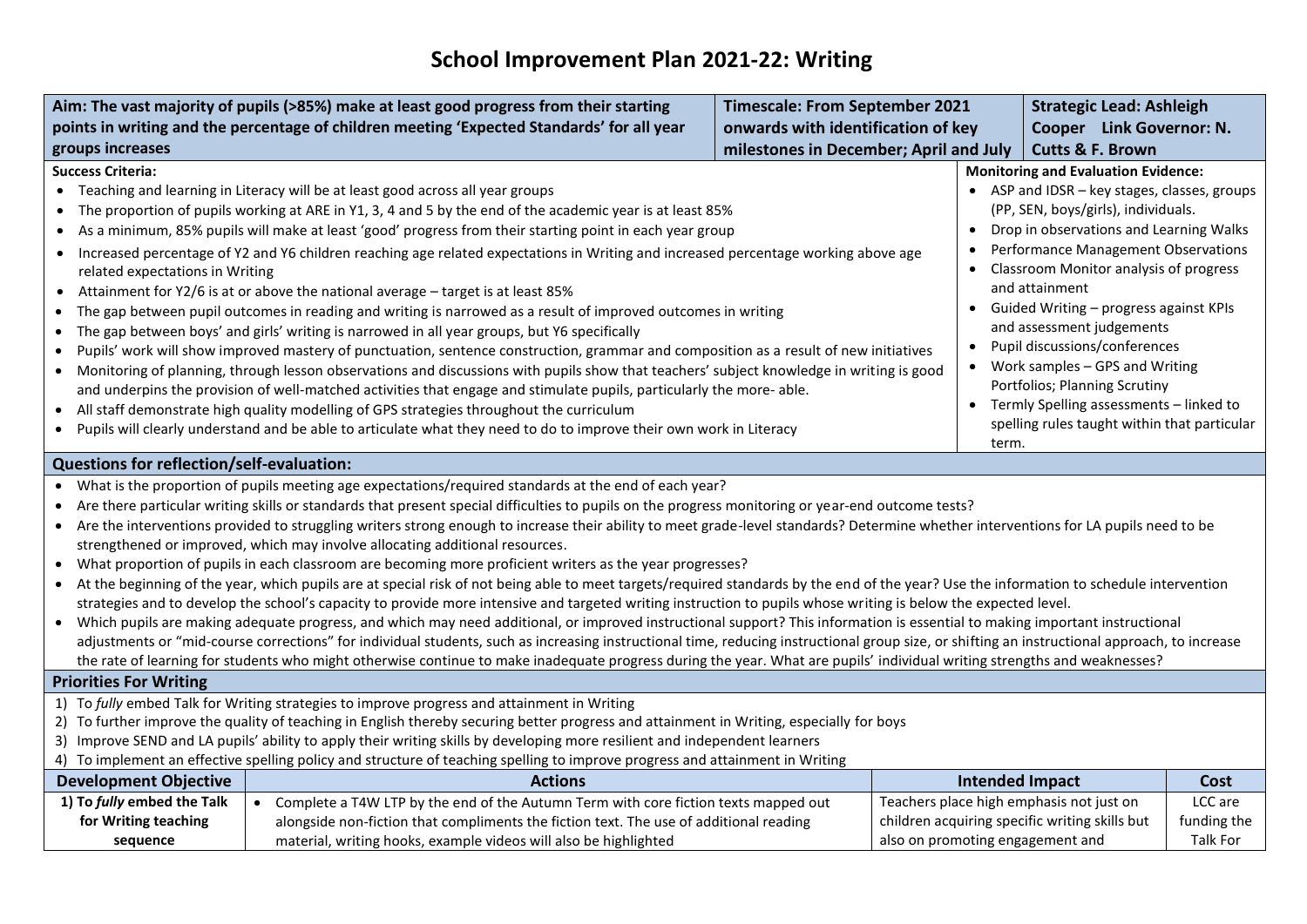# School Improvement Plan 2021-22: Writing

| Aim: The vast majority of pupils (>85%) make at least good progress from their starting points in writing and the percentage of children meeting 'Expected Standards' for all year groups increases | Timescale: From September 2021 onwards with identification of key milestones in December; April and July | Strategic Lead: Ashleigh Cooper Link Governor: N. Cutts & F. Brown |
|---|---|---|

**Success Criteria:**

- Teaching and learning in Literacy will be at least good across all year groups
- The proportion of pupils working at ARE in Y1, 3, 4 and 5 by the end of the academic year is at least 85%
- As a minimum, 85% pupils will make at least 'good' progress from their starting point in each year group
- Increased percentage of Y2 and Y6 children reaching age related expectations in Writing and increased percentage working above age related expectations in Writing
- Attainment for Y2/6 is at or above the national average – target is at least 85%
- The gap between pupil outcomes in reading and writing is narrowed as a result of improved outcomes in writing
- The gap between boys' and girls' writing is narrowed in all year groups, but Y6 specifically
- Pupils' work will show improved mastery of punctuation, sentence construction, grammar and composition as a result of new initiatives
- Monitoring of planning, through lesson observations and discussions with pupils show that teachers' subject knowledge in writing is good and underpins the provision of well-matched activities that engage and stimulate pupils, particularly the more- able.
- All staff demonstrate high quality modelling of GPS strategies throughout the curriculum
- Pupils will clearly understand and be able to articulate what they need to do to improve their own work in Literacy

**Monitoring and Evaluation Evidence:**

- ASP and IDSR – key stages, classes, groups (PP, SEN, boys/girls), individuals.
- Drop in observations and Learning Walks
- Performance Management Observations
- Classroom Monitor analysis of progress and attainment
- Guided Writing – progress against KPIs and assessment judgements
- Pupil discussions/conferences
- Work samples – GPS and Writing Portfolios; Planning Scrutiny
- Termly Spelling assessments – linked to spelling rules taught within that particular term.

## Questions for reflection/self-evaluation:

- What is the proportion of pupils meeting age expectations/required standards at the end of each year?
- Are there particular writing skills or standards that present special difficulties to pupils on the progress monitoring or year-end outcome tests?
- Are the interventions provided to struggling writers strong enough to increase their ability to meet grade-level standards? Determine whether interventions for LA pupils need to be strengthened or improved, which may involve allocating additional resources.
- What proportion of pupils in each classroom are becoming more proficient writers as the year progresses?
- At the beginning of the year, which pupils are at special risk of not being able to meet targets/required standards by the end of the year? Use the information to schedule intervention strategies and to develop the school's capacity to provide more intensive and targeted writing instruction to pupils whose writing is below the expected level.
- Which pupils are making adequate progress, and which may need additional, or improved instructional support? This information is essential to making important instructional adjustments or "mid-course corrections" for individual students, such as increasing instructional time, reducing instructional group size, or shifting an instructional approach, to increase the rate of learning for students who might otherwise continue to make inadequate progress during the year. What are pupils' individual writing strengths and weaknesses?

## Priorities For Writing

1) To *fully* embed Talk for Writing strategies to improve progress and attainment in Writing
2) To further improve the quality of teaching in English thereby securing better progress and attainment in Writing, especially for boys
3) Improve SEND and LA pupils' ability to apply their writing skills by developing more resilient and independent learners
4) To implement an effective spelling policy and structure of teaching spelling to improve progress and attainment in Writing

| Development Objective | Actions | Intended Impact | Cost |
|---|---|---|---|
| **1) To *fully* embed the Talk for Writing teaching sequence** | • Complete a T4W LTP by the end of the Autumn Term with core fiction texts mapped out alongside non-fiction that compliments the fiction text. The use of additional reading material, writing hooks, example videos will also be highlighted | Teachers place high emphasis not just on children acquiring specific writing skills but also on promoting engagement and | LCC are funding the Talk For |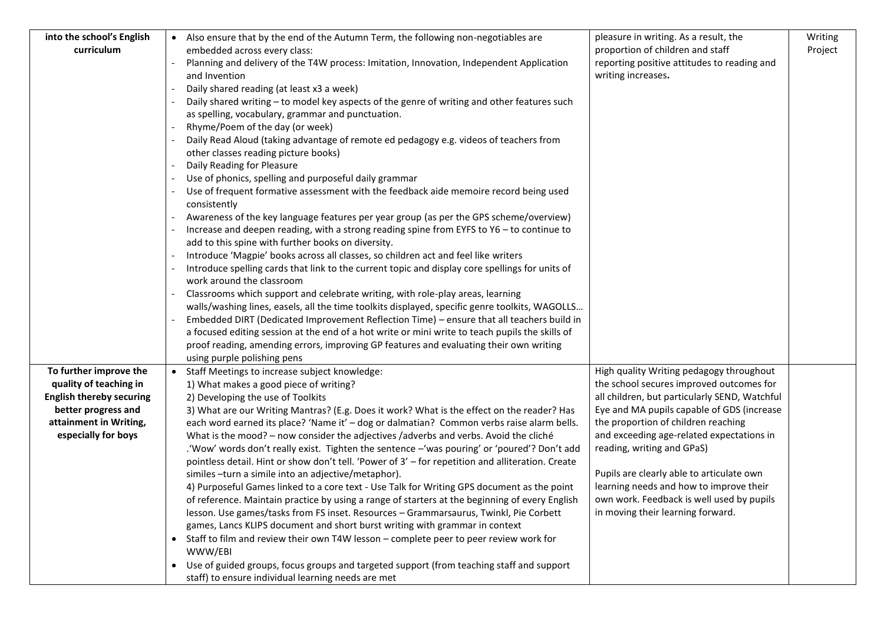| | | | |
|---|---|---|---|
| **into the school's English curriculum** | • Also ensure that by the end of the Autumn Term, the following non-negotiables are embedded across every class:<br>- Planning and delivery of the T4W process: Imitation, Innovation, Independent Application and Invention<br>- Daily shared reading (at least x3 a week)<br>- Daily shared writing – to model key aspects of the genre of writing and other features such as spelling, vocabulary, grammar and punctuation.<br>- Rhyme/Poem of the day (or week)<br>- Daily Read Aloud (taking advantage of remote ed pedagogy e.g. videos of teachers from other classes reading picture books)<br>- Daily Reading for Pleasure<br>- Use of phonics, spelling and purposeful daily grammar<br>- Use of frequent formative assessment with the feedback aide memoire record being used consistently<br>- Awareness of the key language features per year group (as per the GPS scheme/overview)<br>- Increase and deepen reading, with a strong reading spine from EYFS to Y6 – to continue to add to this spine with further books on diversity.<br>- Introduce 'Magpie' books across all classes, so children act and feel like writers<br>- Introduce spelling cards that link to the current topic and display core spellings for units of work around the classroom<br>- Classrooms which support and celebrate writing, with role-play areas, learning walls/washing lines, easels, all the time toolkits displayed, specific genre toolkits, WAGOLLS…<br>- Embedded DIRT (Dedicated Improvement Reflection Time) – ensure that all teachers build in a focused editing session at the end of a hot write or mini write to teach pupils the skills of proof reading, amending errors, improving GP features and evaluating their own writing using purple polishing pens | pleasure in writing. As a result, the proportion of children and staff reporting positive attitudes to reading and writing increases**.** | Writing Project |
| **To further improve the quality of teaching in English thereby securing better progress and attainment in Writing, especially for boys** | • Staff Meetings to increase subject knowledge:<br>1) What makes a good piece of writing?<br>2) Developing the use of Toolkits<br>3) What are our Writing Mantras? (E.g. Does it work? What is the effect on the reader? Has each word earned its place? 'Name it' – dog or dalmatian? Common verbs raise alarm bells. What is the mood? – now consider the adjectives /adverbs and verbs. Avoid the cliché .'Wow' words don't really exist. Tighten the sentence –'was pouring' or 'poured'? Don't add pointless detail. Hint or show don't tell. 'Power of 3' – for repetition and alliteration. Create similes –turn a simile into an adjective/metaphor).<br>4) Purposeful Games linked to a core text - Use Talk for Writing GPS document as the point of reference. Maintain practice by using a range of starters at the beginning of every English lesson. Use games/tasks from FS inset. Resources – Grammarsaurus, Twinkl, Pie Corbett games, Lancs KLIPS document and short burst writing with grammar in context<br>• Staff to film and review their own T4W lesson – complete peer to peer review work for WWW/EBI<br>• Use of guided groups, focus groups and targeted support (from teaching staff and support staff) to ensure individual learning needs are met | High quality Writing pedagogy throughout the school secures improved outcomes for all children, but particularly SEND, Watchful Eye and MA pupils capable of GDS (increase the proportion of children reaching and exceeding age-related expectations in reading, writing and GPaS)<br><br>Pupils are clearly able to articulate own learning needs and how to improve their own work. Feedback is well used by pupils in moving their learning forward. | |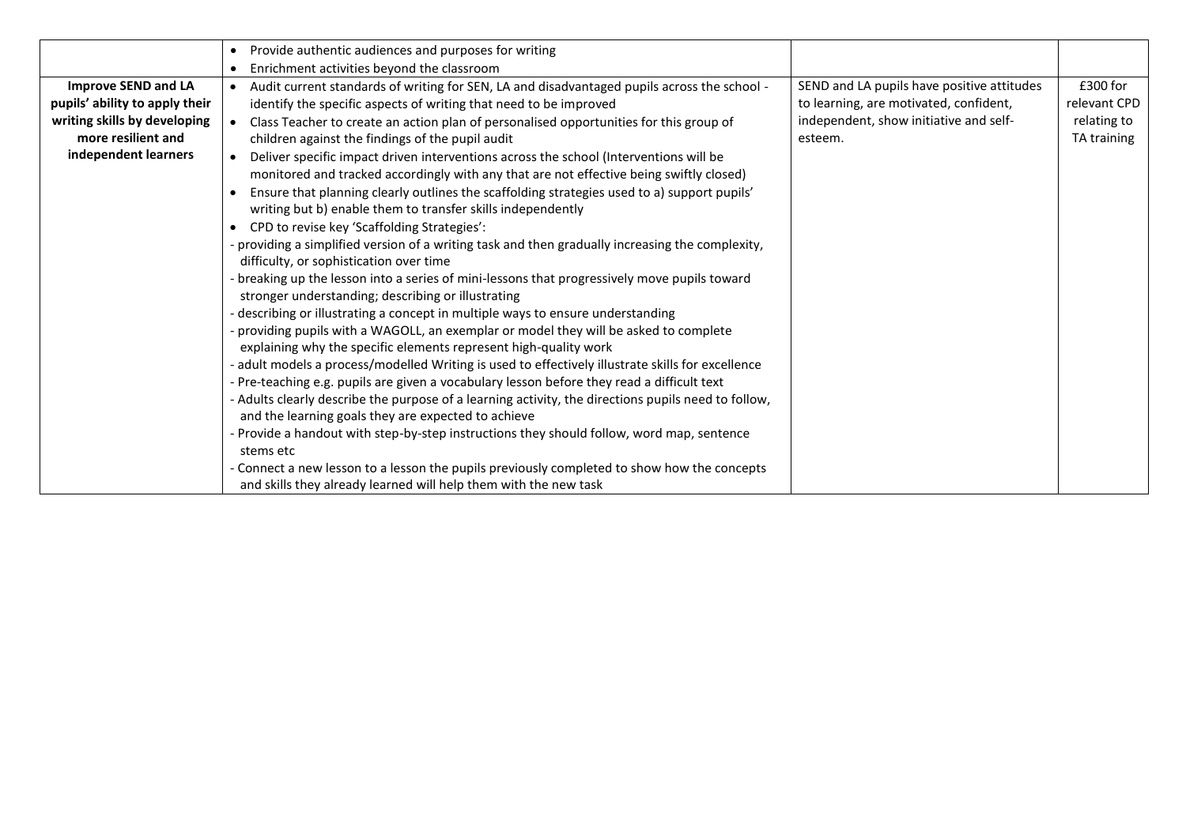| | | | |
|---|---|---|---|
| | • Provide authentic audiences and purposes for writing<br>• Enrichment activities beyond the classroom | | |
| **Improve SEND and LA pupils' ability to apply their writing skills by developing more resilient and independent learners** | • Audit current standards of writing for SEN, LA and disadvantaged pupils across the school - identify the specific aspects of writing that need to be improved<br>• Class Teacher to create an action plan of personalised opportunities for this group of children against the findings of the pupil audit<br>• Deliver specific impact driven interventions across the school (Interventions will be monitored and tracked accordingly with any that are not effective being swiftly closed)<br>• Ensure that planning clearly outlines the scaffolding strategies used to a) support pupils' writing but b) enable them to transfer skills independently<br>• CPD to revise key 'Scaffolding Strategies':<br>- providing a simplified version of a writing task and then gradually increasing the complexity, difficulty, or sophistication over time<br>- breaking up the lesson into a series of mini-lessons that progressively move pupils toward stronger understanding; describing or illustrating<br>- describing or illustrating a concept in multiple ways to ensure understanding<br>- providing pupils with a WAGOLL, an exemplar or model they will be asked to complete explaining why the specific elements represent high-quality work<br>- adult models a process/modelled Writing is used to effectively illustrate skills for excellence<br>- Pre-teaching e.g. pupils are given a vocabulary lesson before they read a difficult text<br>- Adults clearly describe the purpose of a learning activity, the directions pupils need to follow, and the learning goals they are expected to achieve<br>- Provide a handout with step-by-step instructions they should follow, word map, sentence stems etc<br>- Connect a new lesson to a lesson the pupils previously completed to show how the concepts and skills they already learned will help them with the new task | SEND and LA pupils have positive attitudes to learning, are motivated, confident, independent, show initiative and self-esteem. | £300 for relevant CPD relating to TA training |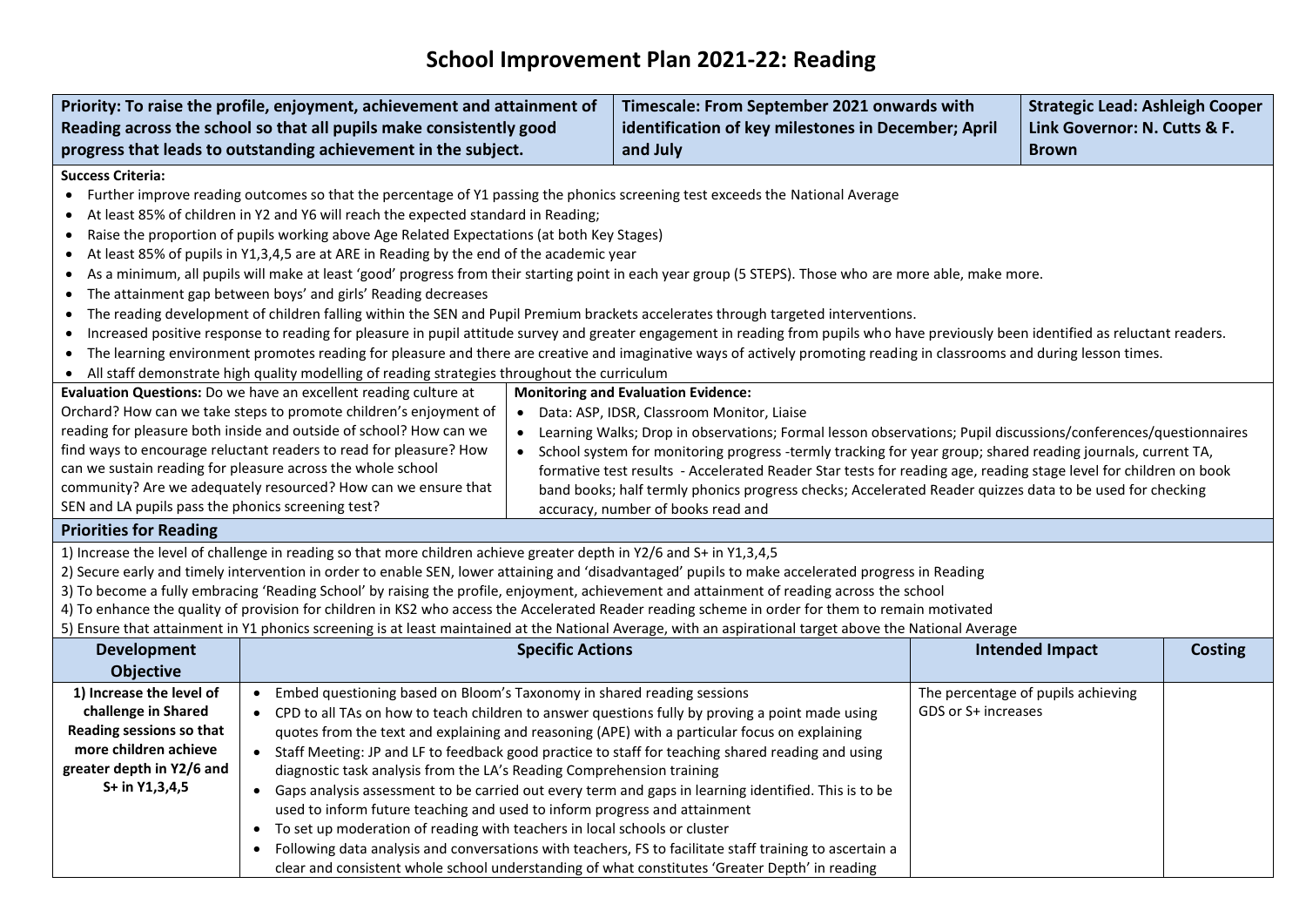# School Improvement Plan 2021-22: Reading

| Priority: To raise the profile, enjoyment, achievement and attainment of Reading across the school so that all pupils make consistently good progress that leads to outstanding achievement in the subject. | Timescale: From September 2021 onwards with identification of key milestones in December; April and July | Strategic Lead: Ashleigh Cooper Link Governor: N. Cutts & F. Brown |
|---|---|---|

**Success Criteria:**

- Further improve reading outcomes so that the percentage of Y1 passing the phonics screening test exceeds the National Average
- At least 85% of children in Y2 and Y6 will reach the expected standard in Reading;
- Raise the proportion of pupils working above Age Related Expectations (at both Key Stages)
- At least 85% of pupils in Y1,3,4,5 are at ARE in Reading by the end of the academic year
- As a minimum, all pupils will make at least 'good' progress from their starting point in each year group (5 STEPS). Those who are more able, make more.
- The attainment gap between boys' and girls' Reading decreases
- The reading development of children falling within the SEN and Pupil Premium brackets accelerates through targeted interventions.
- Increased positive response to reading for pleasure in pupil attitude survey and greater engagement in reading from pupils who have previously been identified as reluctant readers.
- The learning environment promotes reading for pleasure and there are creative and imaginative ways of actively promoting reading in classrooms and during lesson times.
- All staff demonstrate high quality modelling of reading strategies throughout the curriculum

| Evaluation Questions | Monitoring and Evaluation Evidence |
|---|---|
| **Evaluation Questions:** Do we have an excellent reading culture at Orchard? How can we take steps to promote children's enjoyment of reading for pleasure both inside and outside of school? How can we find ways to encourage reluctant readers to read for pleasure? How can we sustain reading for pleasure across the whole school community? Are we adequately resourced? How can we ensure that SEN and LA pupils pass the phonics screening test? | **Monitoring and Evaluation Evidence:**<br>• Data: ASP, IDSR, Classroom Monitor, Liaise<br>• Learning Walks; Drop in observations; Formal lesson observations; Pupil discussions/conferences/questionnaires<br>• School system for monitoring progress -termly tracking for year group; shared reading journals, current TA, formative test results - Accelerated Reader Star tests for reading age, reading stage level for children on book band books; half termly phonics progress checks; Accelerated Reader quizzes data to be used for checking accuracy, number of books read and |

## Priorities for Reading

1) Increase the level of challenge in reading so that more children achieve greater depth in Y2/6 and S+ in Y1,3,4,5
2) Secure early and timely intervention in order to enable SEN, lower attaining and 'disadvantaged' pupils to make accelerated progress in Reading
3) To become a fully embracing 'Reading School' by raising the profile, enjoyment, achievement and attainment of reading across the school
4) To enhance the quality of provision for children in KS2 who access the Accelerated Reader reading scheme in order for them to remain motivated
5) Ensure that attainment in Y1 phonics screening is at least maintained at the National Average, with an aspirational target above the National Average

| Development Objective | Specific Actions | Intended Impact | Costing |
|---|---|---|---|
| **1) Increase the level of challenge in Shared Reading sessions so that more children achieve greater depth in Y2/6 and S+ in Y1,3,4,5** | • Embed questioning based on Bloom's Taxonomy in shared reading sessions<br>• CPD to all TAs on how to teach children to answer questions fully by proving a point made using quotes from the text and explaining and reasoning (APE) with a particular focus on explaining<br>• Staff Meeting: JP and LF to feedback good practice to staff for teaching shared reading and using diagnostic task analysis from the LA's Reading Comprehension training<br>• Gaps analysis assessment to be carried out every term and gaps in learning identified. This is to be used to inform future teaching and used to inform progress and attainment<br>• To set up moderation of reading with teachers in local schools or cluster<br>• Following data analysis and conversations with teachers, FS to facilitate staff training to ascertain a clear and consistent whole school understanding of what constitutes 'Greater Depth' in reading | The percentage of pupils achieving GDS or S+ increases | |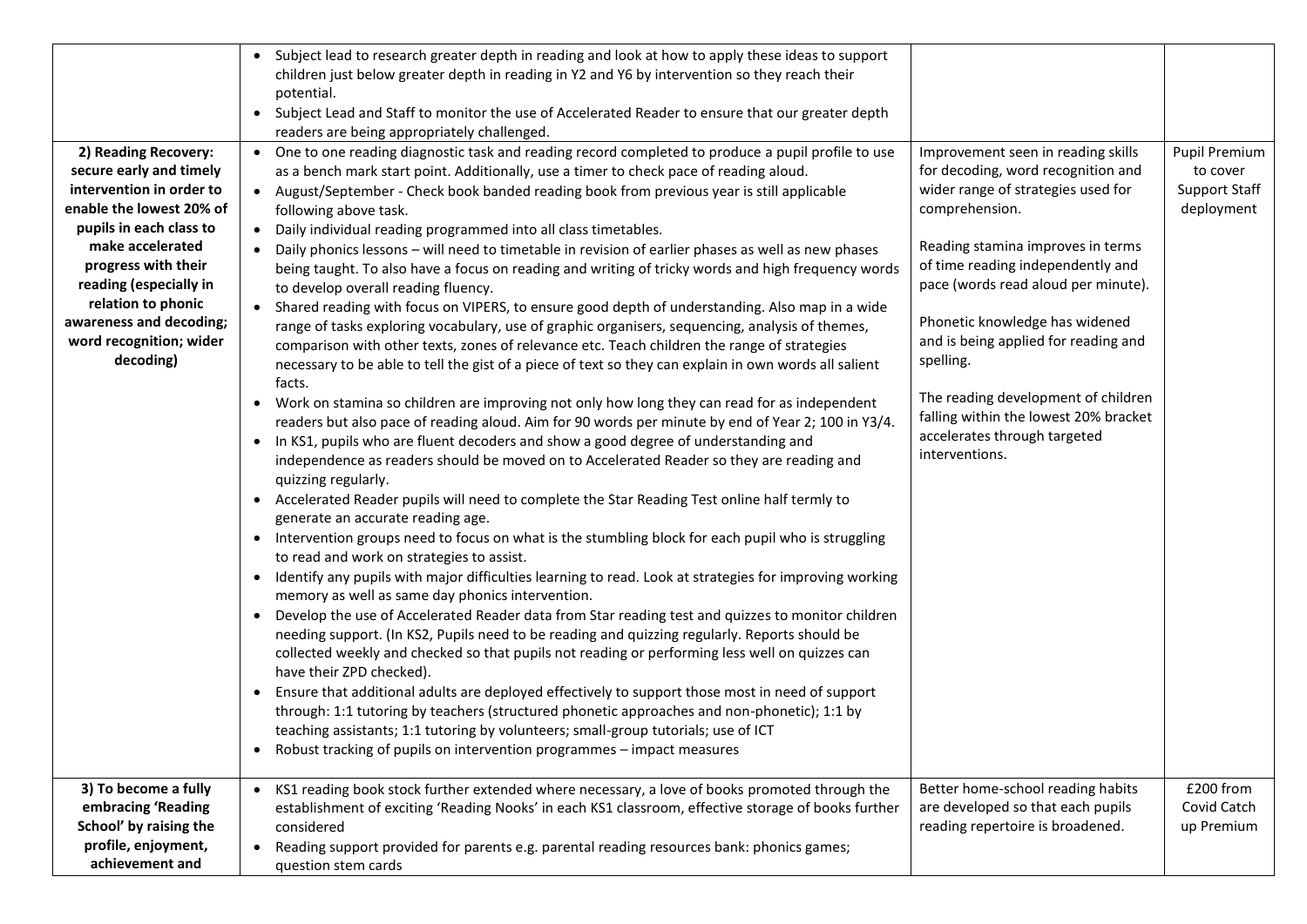| | | | |
|---|---|---|---|
| | • Subject lead to research greater depth in reading and look at how to apply these ideas to support children just below greater depth in reading in Y2 and Y6 by intervention so they reach their potential.<br>• Subject Lead and Staff to monitor the use of Accelerated Reader to ensure that our greater depth readers are being appropriately challenged. | | |
| **2) Reading Recovery: secure early and timely intervention in order to enable the lowest 20% of pupils in each class to make accelerated progress with their reading (especially in relation to phonic awareness and decoding; word recognition; wider decoding)** | • One to one reading diagnostic task and reading record completed to produce a pupil profile to use as a bench mark start point. Additionally, use a timer to check pace of reading aloud.<br>• August/September - Check book banded reading book from previous year is still applicable following above task.<br>• Daily individual reading programmed into all class timetables.<br>• Daily phonics lessons – will need to timetable in revision of earlier phases as well as new phases being taught. To also have a focus on reading and writing of tricky words and high frequency words to develop overall reading fluency.<br>• Shared reading with focus on VIPERS, to ensure good depth of understanding. Also map in a wide range of tasks exploring vocabulary, use of graphic organisers, sequencing, analysis of themes, comparison with other texts, zones of relevance etc. Teach children the range of strategies necessary to be able to tell the gist of a piece of text so they can explain in own words all salient facts.<br>• Work on stamina so children are improving not only how long they can read for as independent readers but also pace of reading aloud. Aim for 90 words per minute by end of Year 2; 100 in Y3/4.<br>• In KS1, pupils who are fluent decoders and show a good degree of understanding and independence as readers should be moved on to Accelerated Reader so they are reading and quizzing regularly.<br>• Accelerated Reader pupils will need to complete the Star Reading Test online half termly to generate an accurate reading age.<br>• Intervention groups need to focus on what is the stumbling block for each pupil who is struggling to read and work on strategies to assist.<br>• Identify any pupils with major difficulties learning to read. Look at strategies for improving working memory as well as same day phonics intervention.<br>• Develop the use of Accelerated Reader data from Star reading test and quizzes to monitor children needing support. (In KS2, Pupils need to be reading and quizzing regularly. Reports should be collected weekly and checked so that pupils not reading or performing less well on quizzes can have their ZPD checked).<br>• Ensure that additional adults are deployed effectively to support those most in need of support through: 1:1 tutoring by teachers (structured phonetic approaches and non-phonetic); 1:1 by teaching assistants; 1:1 tutoring by volunteers; small-group tutorials; use of ICT<br>• Robust tracking of pupils on intervention programmes – impact measures | Improvement seen in reading skills for decoding, word recognition and wider range of strategies used for comprehension.<br><br>Reading stamina improves in terms of time reading independently and pace (words read aloud per minute).<br><br>Phonetic knowledge has widened and is being applied for reading and spelling.<br><br>The reading development of children falling within the lowest 20% bracket accelerates through targeted interventions. | Pupil Premium to cover Support Staff deployment |
| **3) To become a fully embracing 'Reading School' by raising the profile, enjoyment, achievement and** | • KS1 reading book stock further extended where necessary, a love of books promoted through the establishment of exciting 'Reading Nooks' in each KS1 classroom, effective storage of books further considered<br>• Reading support provided for parents e.g. parental reading resources bank: phonics games; question stem cards | Better home-school reading habits are developed so that each pupils reading repertoire is broadened. | £200 from Covid Catch up Premium |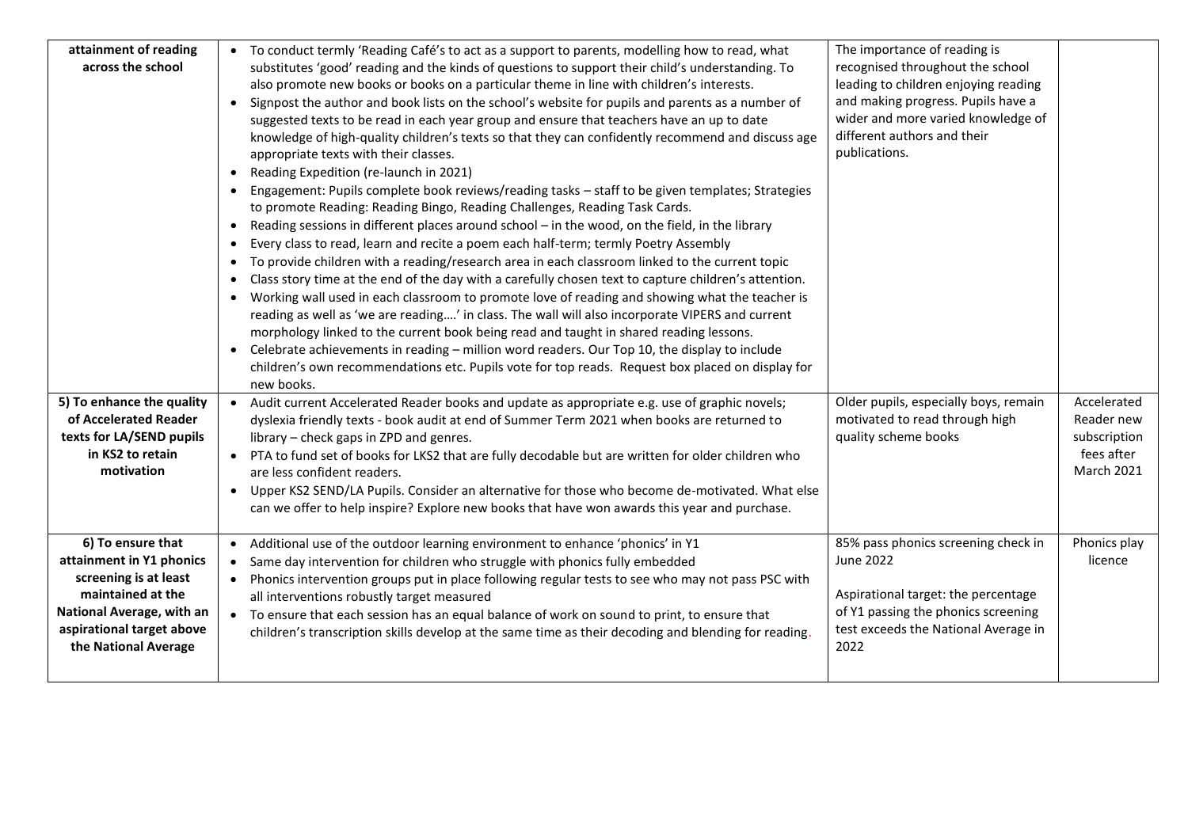| | | | |
|---|---|---|---|
| **attainment of reading across the school** | • To conduct termly 'Reading Café's to act as a support to parents, modelling how to read, what substitutes 'good' reading and the kinds of questions to support their child's understanding. To also promote new books or books on a particular theme in line with children's interests.<br>• Signpost the author and book lists on the school's website for pupils and parents as a number of suggested texts to be read in each year group and ensure that teachers have an up to date knowledge of high-quality children's texts so that they can confidently recommend and discuss age appropriate texts with their classes.<br>• Reading Expedition (re-launch in 2021)<br>• Engagement: Pupils complete book reviews/reading tasks – staff to be given templates; Strategies to promote Reading: Reading Bingo, Reading Challenges, Reading Task Cards.<br>• Reading sessions in different places around school – in the wood, on the field, in the library<br>• Every class to read, learn and recite a poem each half-term; termly Poetry Assembly<br>• To provide children with a reading/research area in each classroom linked to the current topic<br>• Class story time at the end of the day with a carefully chosen text to capture children's attention.<br>• Working wall used in each classroom to promote love of reading and showing what the teacher is reading as well as 'we are reading….' in class. The wall will also incorporate VIPERS and current morphology linked to the current book being read and taught in shared reading lessons.<br>• Celebrate achievements in reading – million word readers. Our Top 10, the display to include children's own recommendations etc. Pupils vote for top reads. Request box placed on display for new books. | The importance of reading is recognised throughout the school leading to children enjoying reading and making progress. Pupils have a wider and more varied knowledge of different authors and their publications. | |
| **5) To enhance the quality of Accelerated Reader texts for LA/SEND pupils in KS2 to retain motivation** | • Audit current Accelerated Reader books and update as appropriate e.g. use of graphic novels; dyslexia friendly texts - book audit at end of Summer Term 2021 when books are returned to library – check gaps in ZPD and genres.<br>• PTA to fund set of books for LKS2 that are fully decodable but are written for older children who are less confident readers.<br>• Upper KS2 SEND/LA Pupils. Consider an alternative for those who become de-motivated. What else can we offer to help inspire? Explore new books that have won awards this year and purchase. | Older pupils, especially boys, remain motivated to read through high quality scheme books | Accelerated Reader new subscription fees after March 2021 |
| **6) To ensure that attainment in Y1 phonics screening is at least maintained at the National Average, with an aspirational target above the National Average** | • Additional use of the outdoor learning environment to enhance 'phonics' in Y1<br>• Same day intervention for children who struggle with phonics fully embedded<br>• Phonics intervention groups put in place following regular tests to see who may not pass PSC with all interventions robustly target measured<br>• To ensure that each session has an equal balance of work on sound to print, to ensure that children's transcription skills develop at the same time as their decoding and blending for reading. | 85% pass phonics screening check in June 2022<br><br>Aspirational target: the percentage of Y1 passing the phonics screening test exceeds the National Average in 2022 | Phonics play licence |